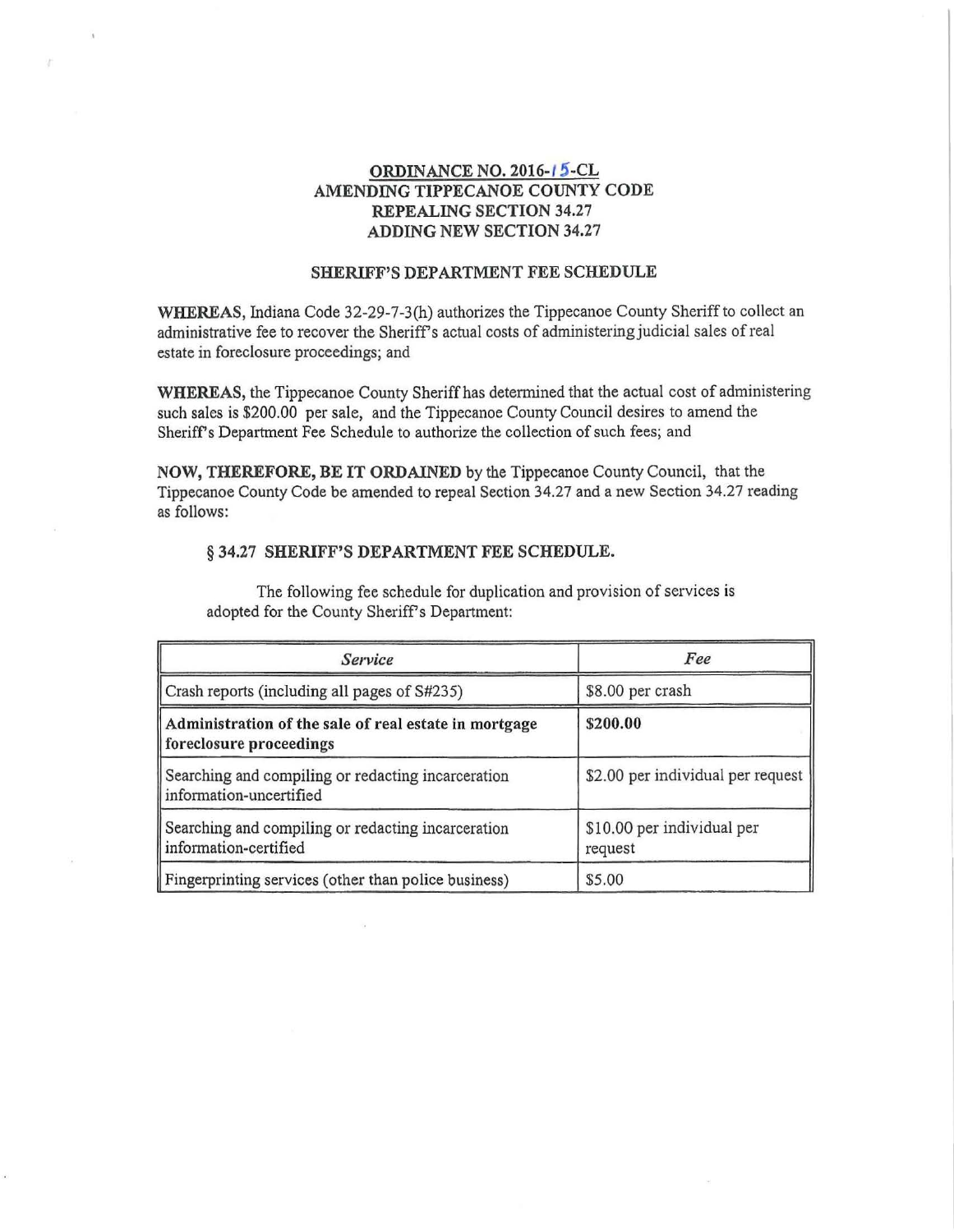**ORDINANCE NO. 2016-15-CL**
**AMENDING TIPPECANOE COUNTY CODE**
**REPEALING SECTION 34.27**
**ADDING NEW SECTION 34.27**

**SHERIFF'S DEPARTMENT FEE SCHEDULE**

**WHEREAS,** Indiana Code 32-29-7-3(h) authorizes the Tippecanoe County Sheriff to collect an administrative fee to recover the Sheriff's actual costs of administering judicial sales of real estate in foreclosure proceedings; and

**WHEREAS,** the Tippecanoe County Sheriff has determined that the actual cost of administering such sales is $200.00 per sale, and the Tippecanoe County Council desires to amend the Sheriff's Department Fee Schedule to authorize the collection of such fees; and

**NOW, THEREFORE, BE IT ORDAINED** by the Tippecanoe County Council, that the Tippecanoe County Code be amended to repeal Section 34.27 and a new Section 34.27 reading as follows:

**§ 34.27 SHERIFF'S DEPARTMENT FEE SCHEDULE.**

The following fee schedule for duplication and provision of services is adopted for the County Sheriff's Department:

| *Service* | *Fee* |
|---|---|
| Crash reports (including all pages of S#235) | $8.00 per crash |
| **Administration of the sale of real estate in mortgage foreclosure proceedings** | **$200.00** |
| Searching and compiling or redacting incarceration information-uncertified | $2.00 per individual per request |
| Searching and compiling or redacting incarceration information-certified | $10.00 per individual per request |
| Fingerprinting services (other than police business) | $5.00 |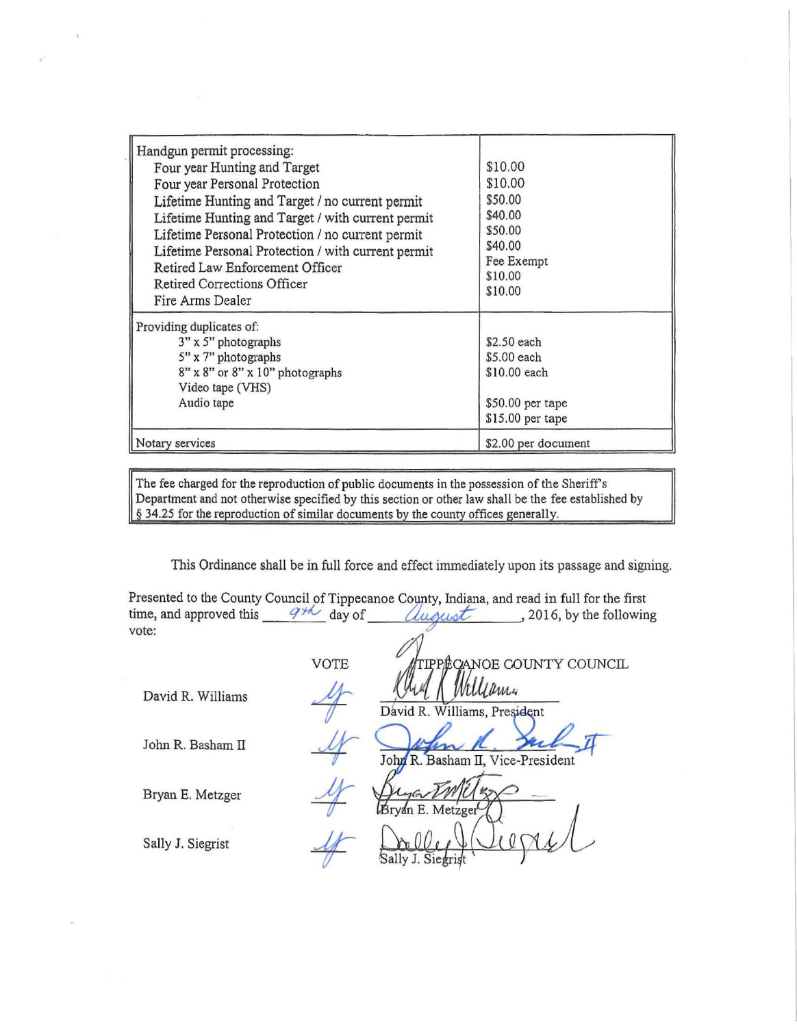| | |
|---|---|
| Handgun permit processing:<br>Four year Hunting and Target<br>Four year Personal Protection<br>Lifetime Hunting and Target / no current permit<br>Lifetime Hunting and Target / with current permit<br>Lifetime Personal Protection / no current permit<br>Lifetime Personal Protection / with current permit<br>Retired Law Enforcement Officer<br>Retired Corrections Officer<br>Fire Arms Dealer | <br>$10.00<br>$10.00<br>$50.00<br>$40.00<br>$50.00<br>$40.00<br>Fee Exempt<br>$10.00<br>$10.00 |
| Providing duplicates of:<br>3" x 5" photographs<br>5" x 7" photographs<br>8" x 8" or 8" x 10" photographs<br>Video tape (VHS)<br>Audio tape | <br>$2.50 each<br>$5.00 each<br>$10.00 each<br><br>$50.00 per tape<br>$15.00 per tape |
| Notary services | $2.00 per document |

| |
|---|
| The fee charged for the reproduction of public documents in the possession of the Sheriff's Department and not otherwise specified by this section or other law shall be the fee established by § 34.25 for the reproduction of similar documents by the county offices generally. |

This Ordinance shall be in full force and effect immediately upon its passage and signing.

Presented to the County Council of Tippecanoe County, Indiana, and read in full for the first time, and approved this 9th day of August, 2016, by the following vote:

| | VOTE | TIPPECANOE COUNTY COUNCIL |
|---|---|---|
| David R. Williams | Y | David R. Williams, President |
| John R. Basham II | Y | John R. Basham II, Vice-President |
| Bryan E. Metzger | Y | Bryan E. Metzger |
| Sally J. Siegrist | Y | Sally J. Siegrist |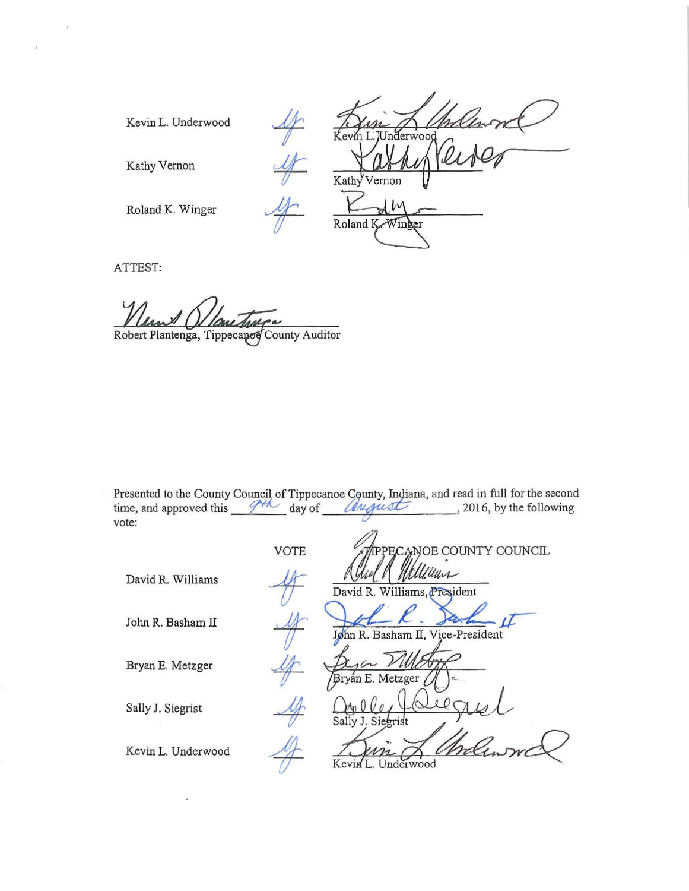| | | |
|---|---|---|
| Kevin L. Underwood | Ay | Kevin L. Underwood |
| Kathy Vernon | Ay | Kathy Vernon |
| Roland K. Winger | Ay | Roland K. Winger |

ATTEST:

Robert Plantenga, Tippecanoe County Auditor

Presented to the County Council of Tippecanoe County, Indiana, and read in full for the second time, and approved this 9th day of August, 2016, by the following vote:

| | VOTE | TIPPECANOE COUNTY COUNCIL |
|---|---|---|
| David R. Williams | Ay | David R. Williams, President |
| John R. Basham II | Ay | John R. Basham II, Vice-President |
| Bryan E. Metzger | Ay | Bryan E. Metzger |
| Sally J. Siegrist | Ay | Sally J. Siegrist |
| Kevin L. Underwood | Ay | Kevin L. Underwood |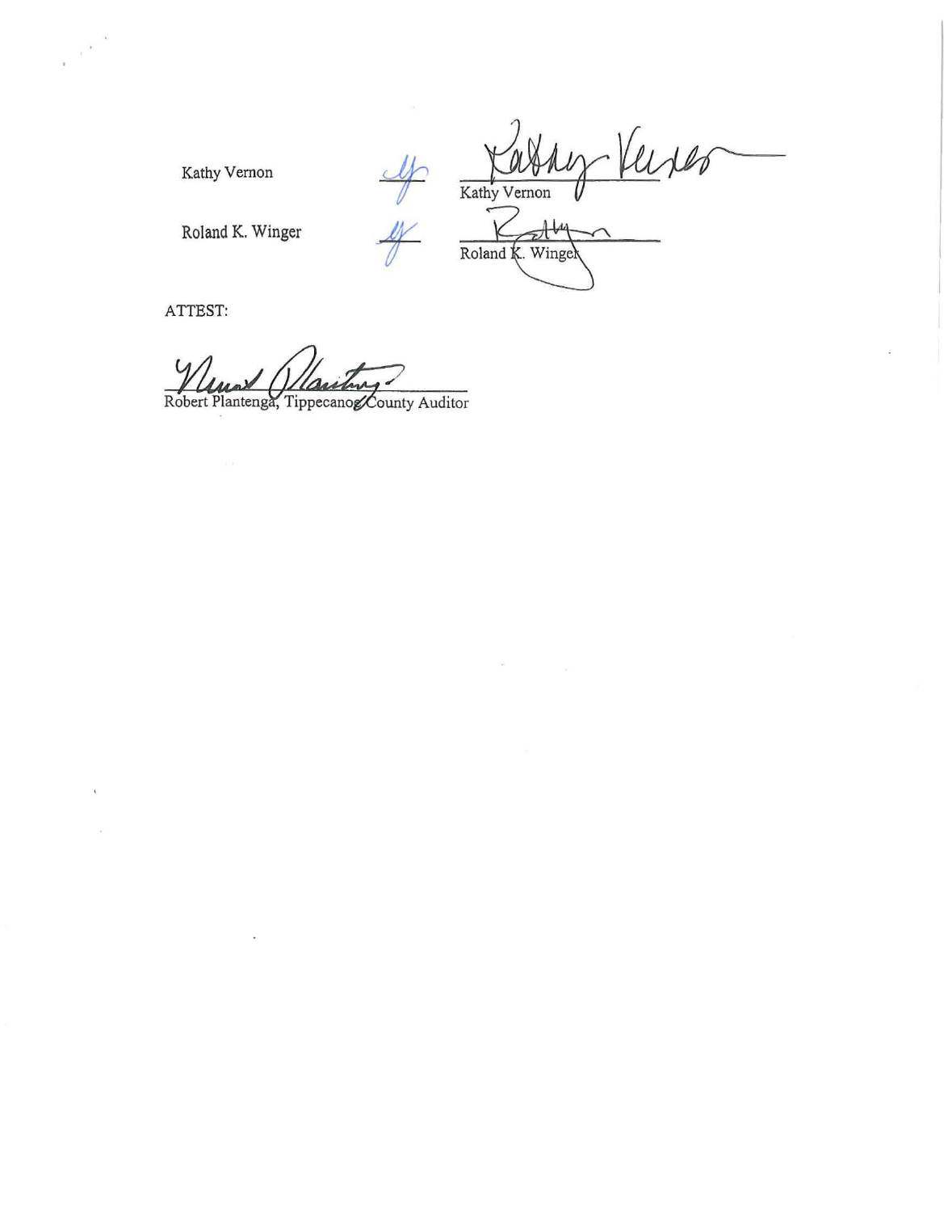Kathy Vernon ____________________
Kathy Vernon

Roland K. Winger ____________________
Roland K. Winger

ATTEST:

____________________
Robert Plantenga, Tippecanoe County Auditor